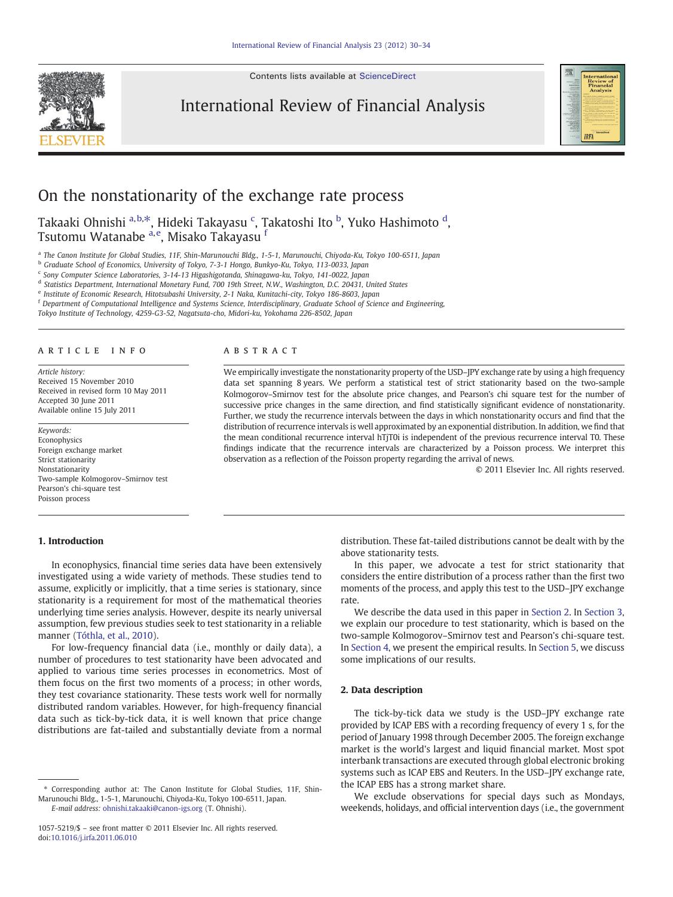# On the nonstationarity of the exchange rate process

Takaaki Ohnishi [a,b,*], Hideki Takayasu [c], Takatoshi Ito [b], Yuko Hashimoto [d], Tsutomu Watanabe [a,e], Misako Takayasu [f]

[a] The Canon Institute for Global Studies, 11F, Shin-Marunouchi Bldg., 1-5-1, Marunouchi, Chiyoda-Ku, Tokyo 100-6511, Japan
[b] Graduate School of Economics, University of Tokyo, 7-3-1 Hongo, Bunkyo-Ku, Tokyo, 113-0033, Japan
[c] Sony Computer Science Laboratories, 3-14-13 Higashigotanda, Shinagawa-ku, Tokyo, 141-0022, Japan
[d] Statistics Department, International Monetary Fund, 700 19th Street, N.W., Washington, D.C. 20431, United States
[e] Institute of Economic Research, Hitotsubashi University, 2-1 Naka, Kunitachi-city, Tokyo 186-8603, Japan
[f] Department of Computational Intelligence and Systems Science, Interdisciplinary, Graduate School of Science and Engineering, Tokyo Institute of Technology, 4259-G3-52, Nagatsuta-cho, Midori-ku, Yokohama 226-8502, Japan

## ARTICLE INFO

*Article history:*
Received 15 November 2010
Received in revised form 10 May 2011
Accepted 30 June 2011
Available online 15 July 2011

*Keywords:*
Econophysics
Foreign exchange market
Strict stationarity
Nonstationarity
Two-sample Kolmogorov–Smirnov test
Pearson's chi-square test
Poisson process

## ABSTRACT

We empirically investigate the nonstationarity property of the USD–JPY exchange rate by using a high frequency data set spanning 8 years. We perform a statistical test of strict stationarity based on the two-sample Kolmogorov–Smirnov test for the absolute price changes, and Pearson's chi square test for the number of successive price changes in the same direction, and find statistically significant evidence of nonstationarity. Further, we study the recurrence intervals between the days in which nonstationarity occurs and find that the distribution of recurrence intervals is well approximated by an exponential distribution. In addition, we find that the mean conditional recurrence interval $\langle T|T_0\rangle$ is independent of the previous recurrence interval $T_0$. These findings indicate that the recurrence intervals are characterized by a Poisson process. We interpret this observation as a reflection of the Poisson property regarding the arrival of news.

© 2011 Elsevier Inc. All rights reserved.

## 1. Introduction

In econophysics, financial time series data have been extensively investigated using a wide variety of methods. These studies tend to assume, explicitly or implicitly, that a time series is stationary, since stationarity is a requirement for most of the mathematical theories underlying time series analysis. However, despite its nearly universal assumption, few previous studies seek to test stationarity in a reliable manner (Tóthla, et al., 2010).

For low-frequency financial data (i.e., monthly or daily data), a number of procedures to test stationarity have been advocated and applied to various time series processes in econometrics. Most of them focus on the first two moments of a process; in other words, they test covariance stationarity. These tests work well for normally distributed random variables. However, for high-frequency financial data such as tick-by-tick data, it is well known that price change distributions are fat-tailed and substantially deviate from a normal distribution. These fat-tailed distributions cannot be dealt with by the above stationarity tests.

In this paper, we advocate a test for strict stationarity that considers the entire distribution of a process rather than the first two moments of the process, and apply this test to the USD–JPY exchange rate.

We describe the data used in this paper in Section 2. In Section 3, we explain our procedure to test stationarity, which is based on the two-sample Kolmogorov–Smirnov test and Pearson's chi-square test. In Section 4, we present the empirical results. In Section 5, we discuss some implications of our results.

## 2. Data description

The tick-by-tick data we study is the USD–JPY exchange rate provided by ICAP EBS with a recording frequency of every 1 s, for the period of January 1998 through December 2005. The foreign exchange market is the world's largest and liquid financial market. Most spot interbank transactions are executed through global electronic broking systems such as ICAP EBS and Reuters. In the USD–JPY exchange rate, the ICAP EBS has a strong market share.

We exclude observations for special days such as Mondays, weekends, holidays, and official intervention days (i.e., the government

\* Corresponding author at: The Canon Institute for Global Studies, 11F, Shin-Marunouchi Bldg., 1-5-1, Marunouchi, Chiyoda-Ku, Tokyo 100-6511, Japan.
*E-mail address:* ohnishi.takaaki@canon-igs.org (T. Ohnishi).

1057-5219/$ – see front matter © 2011 Elsevier Inc. All rights reserved.
doi:10.1016/j.irfa.2011.06.010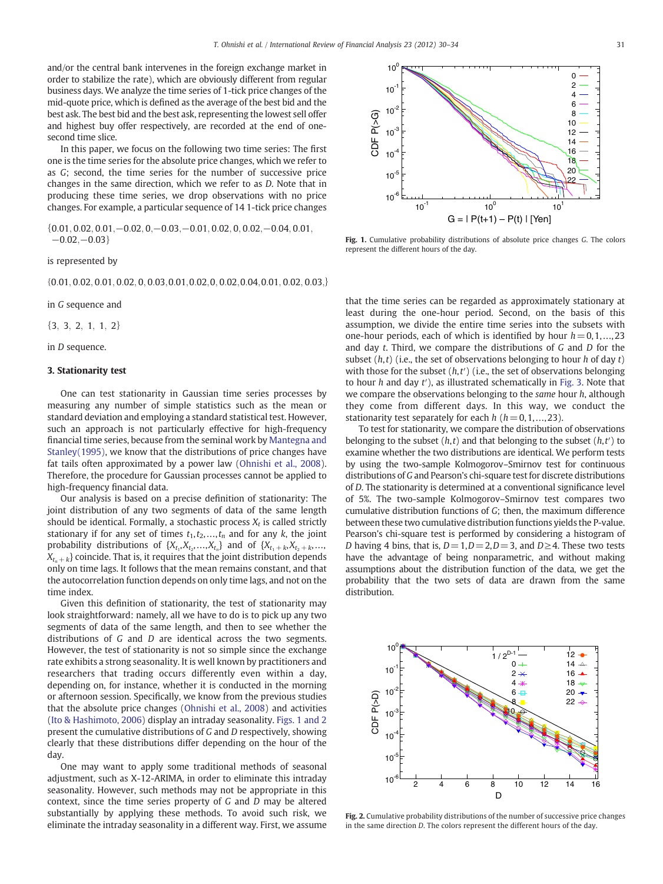and/or the central bank intervenes in the foreign exchange market in order to stabilize the rate), which are obviously different from regular business days. We analyze the time series of 1-tick price changes of the mid-quote price, which is defined as the average of the best bid and the best ask. The best bid and the best ask, representing the lowest sell offer and highest buy offer respectively, are recorded at the end of one-second time slice.

In this paper, we focus on the following two time series: The first one is the time series for the absolute price changes, which we refer to as $G$; second, the time series for the number of successive price changes in the same direction, which we refer to as $D$. Note that in producing these time series, we drop observations with no price changes. For example, a particular sequence of 14 1-tick price changes

$\{0.01, 0.02, 0.01, -0.02, 0, -0.03, -0.01, 0.02, 0, 0.02, -0.04, 0.01, -0.02, -0.03\}$

is represented by

$\{0.01, 0.02, 0.01, 0.02, 0, 0.03, 0.01, 0.02, 0, 0.02, 0.04, 0.01, 0.02, 0.03,\}$

in $G$ sequence and

$\{3, 3, 2, 1, 1, 2\}$

in $D$ sequence.

## 3. Stationarity test

One can test stationarity in Gaussian time series processes by measuring any number of simple statistics such as the mean or standard deviation and employing a standard statistical test. However, such an approach is not particularly effective for high-frequency financial time series, because from the seminal work by Mantegna and Stanley(1995), we know that the distributions of price changes have fat tails often approximated by a power law (Ohnishi et al., 2008). Therefore, the procedure for Gaussian processes cannot be applied to high-frequency financial data.

Our analysis is based on a precise definition of stationarity: The joint distribution of any two segments of data of the same length should be identical. Formally, a stochastic process $X_t$ is called strictly stationary if for any set of times $t_1, t_2, \ldots, t_n$ and for any $k$, the joint probability distributions of $\{X_{t_1}, X_{t_2}, \ldots, X_{t_n}\}$ and of $\{X_{t_1+k}, X_{t_2+k}, \ldots, X_{t_n+k}\}$ coincide. That is, it requires that the joint distribution depends only on time lags. It follows that the mean remains constant, and that the autocorrelation function depends on only time lags, and not on the time index.

Given this definition of stationarity, the test of stationarity may look straightforward: namely, all we have to do is to pick up any two segments of data of the same length, and then to see whether the distributions of $G$ and $D$ are identical across the two segments. However, the test of stationarity is not so simple since the exchange rate exhibits a strong seasonality. It is well known by practitioners and researchers that trading occurs differently even within a day, depending on, for instance, whether it is conducted in the morning or afternoon session. Specifically, we know from the previous studies that the absolute price changes (Ohnishi et al., 2008) and activities (Ito & Hashimoto, 2006) display an intraday seasonality. Figs. 1 and 2 present the cumulative distributions of $G$ and $D$ respectively, showing clearly that these distributions differ depending on the hour of the day.

One may want to apply some traditional methods of seasonal adjustment, such as X-12-ARIMA, in order to eliminate this intraday seasonality. However, such methods may not be appropriate in this context, since the time series property of $G$ and $D$ may be altered substantially by applying these methods. To avoid such risk, we eliminate the intraday seasonality in a different way. First, we assume that the time series can be regarded as approximately stationary at least during the one-hour period. Second, on the basis of this assumption, we divide the entire time series into the subsets with one-hour periods, each of which is identified by hour $h = 0, 1, \ldots, 23$ and day $t$. Third, we compare the distributions of $G$ and $D$ for the subset $(h, t)$ (i.e., the set of observations belonging to hour $h$ of day $t$) with those for the subset $(h, t')$ (i.e., the set of observations belonging to hour $h$ and day $t'$), as illustrated schematically in Fig. 3. Note that we compare the observations belonging to the *same* hour $h$, although they come from different days. In this way, we conduct the stationarity test separately for each $h$ $(h = 0, 1, \ldots, 23)$.

To test for stationarity, we compare the distribution of observations belonging to the subset $(h, t)$ and that belonging to the subset $(h, t')$ to examine whether the two distributions are identical. We perform tests by using the two-sample Kolmogorov–Smirnov test for continuous distributions of $G$ and Pearson's chi-square test for discrete distributions of $D$. The stationarity is determined at a conventional significance level of 5%. The two-sample Kolmogorov–Smirnov test compares two cumulative distribution functions of $G$; then, the maximum difference between these two cumulative distribution functions yields the P-value. Pearson's chi-square test is performed by considering a histogram of $D$ having 4 bins, that is, $D = 1, D = 2, D = 3$, and $D \geq 4$. These two tests have the advantage of being nonparametric, and without making assumptions about the distribution function of the data, we get the probability that the two sets of data are drawn from the same distribution.

**Fig. 1.** Cumulative probability distributions of absolute price changes $G$. The colors represent the different hours of the day.

**Fig. 2.** Cumulative probability distributions of the number of successive price changes in the same direction $D$. The colors represent the different hours of the day.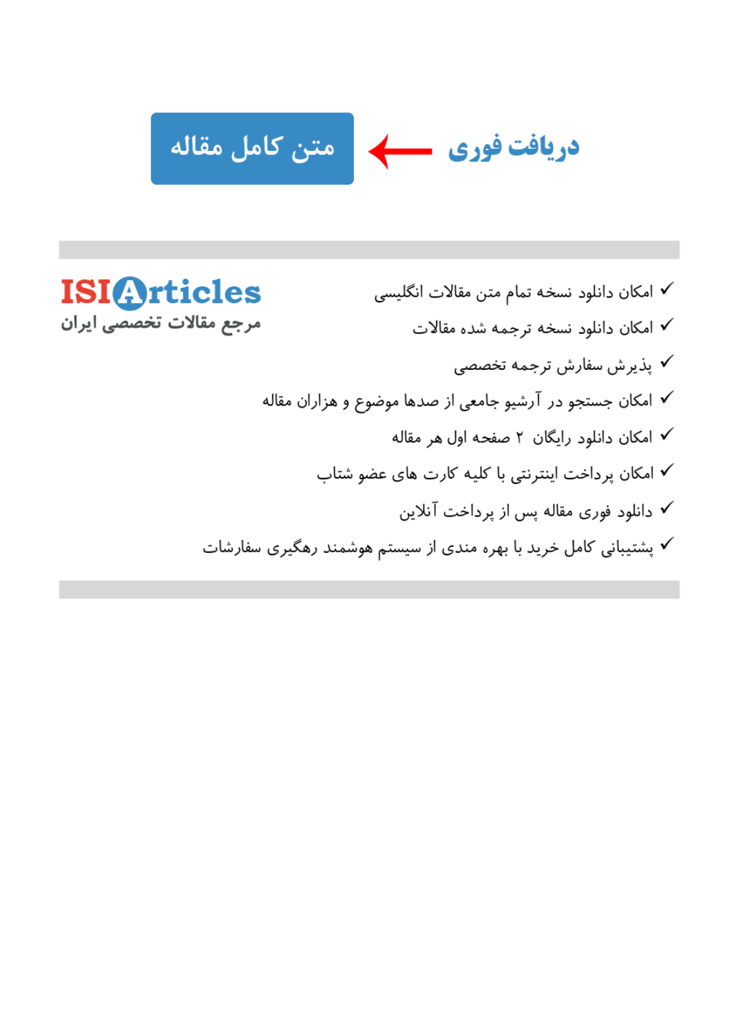دریافت فوری ← متن کامل مقاله

**ISIArticles**
مرجع مقالات تخصصی ایران

- ✓ امکان دانلود نسخه تمام متن مقالات انگلیسی
- ✓ امکان دانلود نسخه ترجمه شده مقالات
- ✓ پذیرش سفارش ترجمه تخصصی
- ✓ امکان جستجو در آرشیو جامعی از صدها موضوع و هزاران مقاله
- ✓ امکان دانلود رایگان ۲ صفحه اول هر مقاله
- ✓ امکان پرداخت اینترنتی با کلیه کارت های عضو شتاب
- ✓ دانلود فوری مقاله پس از پرداخت آنلاین
- ✓ پشتیبانی کامل خرید با بهره مندی از سیستم هوشمند رهگیری سفارشات